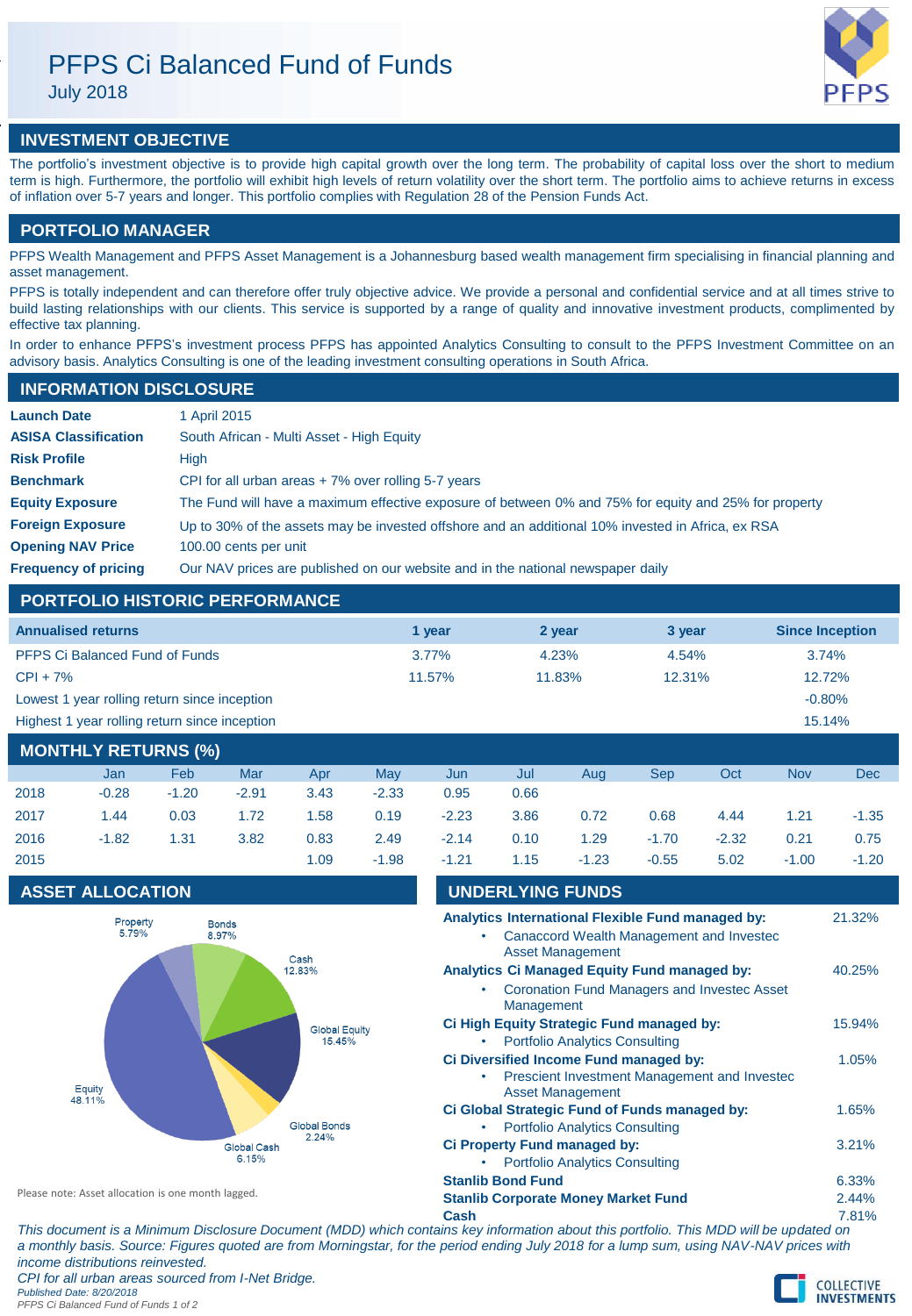# PFPS Ci Balanced Fund of Funds

July 2018

## INVESTMENT OBJECTIVE

The portfolio's investment objective is to provide high capital growth over the long term. The probability of capital loss over the short to medium term is high. Furthermore, the portfolio will exhibit high levels of return volatility over the short term. The portfolio aims to achieve returns in excess of inflation over 5-7 years and longer. This portfolio complies with Regulation 28 of the Pension Funds Act.

## PORTFOLIO MANAGER

PFPS Wealth Management and PFPS Asset Management is a Johannesburg based wealth management firm specialising in financial planning and asset management.

PFPS is totally independent and can therefore offer truly objective advice. We provide a personal and confidential service and at all times strive to build lasting relationships with our clients. This service is supported by a range of quality and innovative investment products, complimented by effective tax planning.

In order to enhance PFPS's investment process PFPS has appointed Analytics Consulting to consult to the PFPS Investment Committee on an advisory basis. Analytics Consulting is one of the leading investment consulting operations in South Africa.

## INFORMATION DISCLOSURE

| | |
|---|---|
| **Launch Date** | 1 April 2015 |
| **ASISA Classification** | South African - Multi Asset - High Equity |
| **Risk Profile** | High |
| **Benchmark** | CPI for all urban areas + 7% over rolling 5-7 years |
| **Equity Exposure** | The Fund will have a maximum effective exposure of between 0% and 75% for equity and 25% for property |
| **Foreign Exposure** | Up to 30% of the assets may be invested offshore and an additional 10% invested in Africa, ex RSA |
| **Opening NAV Price** | 100.00 cents per unit |
| **Frequency of pricing** | Our NAV prices are published on our website and in the national newspaper daily |

## PORTFOLIO HISTORIC PERFORMANCE

| Annualised returns | 1 year | 2 year | 3 year | Since Inception |
|---|---|---|---|---|
| PFPS Ci Balanced Fund of Funds | 3.77% | 4.23% | 4.54% | 3.74% |
| CPI + 7% | 11.57% | 11.83% | 12.31% | 12.72% |
| Lowest 1 year rolling return since inception | | | | -0.80% |
| Highest 1 year rolling return since inception | | | | 15.14% |

## MONTHLY RETURNS (%)

| | Jan | Feb | Mar | Apr | May | Jun | Jul | Aug | Sep | Oct | Nov | Dec |
|---|---|---|---|---|---|---|---|---|---|---|---|---|
| 2018 | -0.28 | -1.20 | -2.91 | 3.43 | -2.33 | 0.95 | 0.66 | | | | | |
| 2017 | 1.44 | 0.03 | 1.72 | 1.58 | 0.19 | -2.23 | 3.86 | 0.72 | 0.68 | 4.44 | 1.21 | -1.35 |
| 2016 | -1.82 | 1.31 | 3.82 | 0.83 | 2.49 | -2.14 | 0.10 | 1.29 | -1.70 | -2.32 | 0.21 | 0.75 |
| 2015 | | | | 1.09 | -1.98 | -1.21 | 1.15 | -1.23 | -0.55 | 5.02 | -1.00 | -1.20 |

## ASSET ALLOCATION

| Asset | % |
|---|---|
| Equity | 48.11% |
| Global Equity | 15.45% |
| Cash | 12.83% |
| Bonds | 8.97% |
| Global Cash | 6.15% |
| Property | 5.79% |
| Global Bonds | 2.24% |

Please note: Asset allocation is one month lagged.

## UNDERLYING FUNDS

| Fund | % |
|---|---|
| **Analytics International Flexible Fund managed by:** | 21.32% |
| • Canaccord Wealth Management and Investec Asset Management | |
| **Analytics Ci Managed Equity Fund managed by:** | 40.25% |
| • Coronation Fund Managers and Investec Asset Management | |
| **Ci High Equity Strategic Fund managed by:** | 15.94% |
| • Portfolio Analytics Consulting | |
| **Ci Diversified Income Fund managed by:** | 1.05% |
| • Prescient Investment Management and Investec Asset Management | |
| **Ci Global Strategic Fund of Funds managed by:** | 1.65% |
| • Portfolio Analytics Consulting | |
| **Ci Property Fund managed by:** | 3.21% |
| • Portfolio Analytics Consulting | |
| **Stanlib Bond Fund** | 6.33% |
| **Stanlib Corporate Money Market Fund** | 2.44% |
| **Cash** | 7.81% |

*This document is a Minimum Disclosure Document (MDD) which contains key information about this portfolio. This MDD will be updated on a monthly basis. Source: Figures quoted are from Morningstar, for the period ending July 2018 for a lump sum, using NAV-NAV prices with income distributions reinvested.*

*CPI for all urban areas sourced from I-Net Bridge.*

*Published Date: 8/20/2018*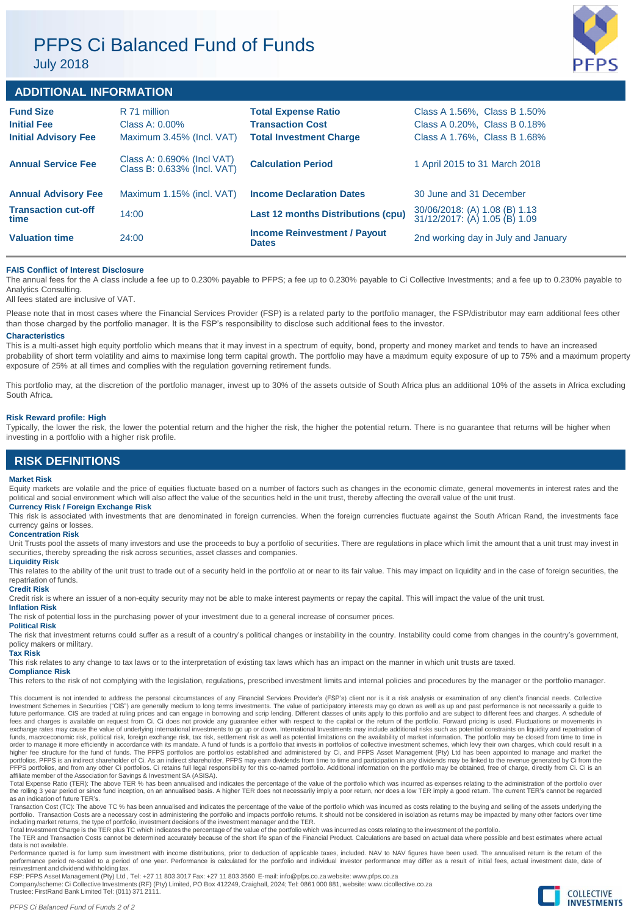# PFPS Ci Balanced Fund of Funds

July 2018

## ADDITIONAL INFORMATION

| | | | |
|---|---|---|---|
| **Fund Size** | R 71 million | **Total Expense Ratio** | Class A 1.56%, Class B 1.50% |
| **Initial Fee** | Class A: 0.00% | **Transaction Cost** | Class A 0.20%, Class B 0.18% |
| **Initial Advisory Fee** | Maximum 3.45% (Incl. VAT) | **Total Investment Charge** | Class A 1.76%, Class B 1.68% |
| **Annual Service Fee** | Class A: 0.690% (Incl VAT) Class B: 0.633% (Incl. VAT) | **Calculation Period** | 1 April 2015 to 31 March 2018 |
| **Annual Advisory Fee** | Maximum 1.15% (incl. VAT) | **Income Declaration Dates** | 30 June and 31 December |
| **Transaction cut-off time** | 14:00 | **Last 12 months Distributions (cpu)** | 30/06/2018: (A) 1.08 (B) 1.13 31/12/2017: (A) 1.05 (B) 1.09 |
| **Valuation time** | 24:00 | **Income Reinvestment / Payout Dates** | 2nd working day in July and January |

**FAIS Conflict of Interest Disclosure**

The annual fees for the A class include a fee up to 0.230% payable to PFPS; a fee up to 0.230% payable to Ci Collective Investments; and a fee up to 0.230% payable to Analytics Consulting.

All fees stated are inclusive of VAT.

Please note that in most cases where the Financial Services Provider (FSP) is a related party to the portfolio manager, the FSP/distributor may earn additional fees other than those charged by the portfolio manager. It is the FSP's responsibility to disclose such additional fees to the investor.

**Characteristics**

This is a multi-asset high equity portfolio which means that it may invest in a spectrum of equity, bond, property and money market and tends to have an increased probability of short term volatility and aims to maximise long term capital growth. The portfolio may have a maximum equity exposure of up to 75% and a maximum property exposure of 25% at all times and complies with the regulation governing retirement funds.

This portfolio may, at the discretion of the portfolio manager, invest up to 30% of the assets outside of South Africa plus an additional 10% of the assets in Africa excluding South Africa.

**Risk Reward profile: High**

Typically, the lower the risk, the lower the potential return and the higher the risk, the higher the potential return. There is no guarantee that returns will be higher when investing in a portfolio with a higher risk profile.

## RISK DEFINITIONS

**Market Risk**

Equity markets are volatile and the price of equities fluctuate based on a number of factors such as changes in the economic climate, general movements in interest rates and the political and social environment which will also affect the value of the securities held in the unit trust, thereby affecting the overall value of the unit trust.

**Currency Risk / Foreign Exchange Risk**

This risk is associated with investments that are denominated in foreign currencies. When the foreign currencies fluctuate against the South African Rand, the investments face currency gains or losses.

**Concentration Risk**

Unit Trusts pool the assets of many investors and use the proceeds to buy a portfolio of securities. There are regulations in place which limit the amount that a unit trust may invest in securities, thereby spreading the risk across securities, asset classes and companies.

**Liquidity Risk**

This relates to the ability of the unit trust to trade out of a security held in the portfolio at or near to its fair value. This may impact on liquidity and in the case of foreign securities, the repatriation of funds.

**Credit Risk**

Credit risk is where an issuer of a non-equity security may not be able to make interest payments or repay the capital. This will impact the value of the unit trust.

**Inflation Risk**

The risk of potential loss in the purchasing power of your investment due to a general increase of consumer prices.

**Political Risk**

The risk that investment returns could suffer as a result of a country's political changes or instability in the country. Instability could come from changes in the country's government, policy makers or military.

**Tax Risk**

This risk relates to any change to tax laws or to the interpretation of existing tax laws which has an impact on the manner in which unit trusts are taxed.

**Compliance Risk**

This refers to the risk of not complying with the legislation, regulations, prescribed investment limits and internal policies and procedures by the manager or the portfolio manager.

This document is not intended to address the personal circumstances of any Financial Services Provider's (FSP's) client nor is it a risk analysis or examination of any client's financial needs. Collective Investment Schemes in Securities ("CIS") are generally medium to long terms investments. The value of participatory interests may go down as well as up and past performance is not necessarily a guide to future performance. CIS are traded at ruling prices and can engage in borrowing and scrip lending. Different classes of units apply to this portfolio and are subject to different fees and charges. A schedule of fees and charges is available on request from Ci. Ci does not provide any guarantee either with respect to the capital or the return of the portfolio. Forward pricing is used. Fluctuations or movements in exchange rates may cause the value of underlying international investments to go up or down. International Investments may include additional risks such as potential constraints on liquidity and repatriation of funds, macroeconomic risk, political risk, foreign exchange risk, tax risk, settlement risk as well as potential limitations on the availability of market information. The portfolio may be closed from time to time in order to manage it more efficiently in accordance with its mandate. A fund of funds is a portfolio that invests in portfolios of collective investment schemes, which levy their own charges, which could result in a higher fee structure for the fund of funds. The PFPS portfolios are portfolios established and administered by Ci, and PFPS Asset Management (Pty) Ltd has been appointed to manage and market the portfolios. PFPS is an indirect shareholder of Ci. As an indirect shareholder, PFPS may earn dividends from time to time and participation in any dividends may be linked to the revenue generated by Ci from the PFPS portfolios, and from any other Ci portfolios. Ci retains full legal responsibility for this co-named portfolio. Additional information on the portfolio may be obtained, free of charge, directly from Ci. Ci is an affiliate member of the Association for Savings & Investment SA (ASISA).

Total Expense Ratio (TER): The above TER % has been annualised and indicates the percentage of the value of the portfolio which was incurred as expenses relating to the administration of the portfolio over the rolling 3 year period or since fund inception, on an annualised basis. A higher TER does not necessarily imply a poor return, nor does a low TER imply a good return. The current TER's cannot be regarded as an indication of future TER's.

Transaction Cost (TC): The above TC % has been annualised and indicates the percentage of the value of the portfolio which was incurred as costs relating to the buying and selling of the assets underlying the portfolio. Transaction Costs are a necessary cost in administering the portfolio and impacts portfolio returns. It should not be considered in isolation as returns may be impacted by many other factors over time including market returns, the type of portfolio, investment decisions of the investment manager and the TER.

Total Investment Charge is the TER plus TC which indicates the percentage of the value of the portfolio which was incurred as costs relating to the investment of the portfolio.

The TER and Transaction Costs cannot be determined accurately because of the short life span of the Financial Product. Calculations are based on actual data where possible and best estimates where actual data is not available.

Performance quoted is for lump sum investment with income distributions, prior to deduction of applicable taxes, included. NAV to NAV figures have been used. The annualised return is the return of the performance period re-scaled to a period of one year. Performance is calculated for the portfolio and individual investor performance may differ as a result of initial fees, actual investment date, date of reinvestment and dividend withholding tax.

FSP: PFPS Asset Management (Pty) Ltd , Tel: +27 11 803 3017 Fax: +27 11 803 3560 E-mail: info@pfps.co.za website: www.pfps.co.za

Company/scheme: Ci Collective Investments (RF) (Pty) Limited, PO Box 412249, Craighall, 2024; Tel: 0861 000 881, website: www.cicollective.co.za

Trustee: FirstRand Bank Limited Tel: (011) 371 2111.